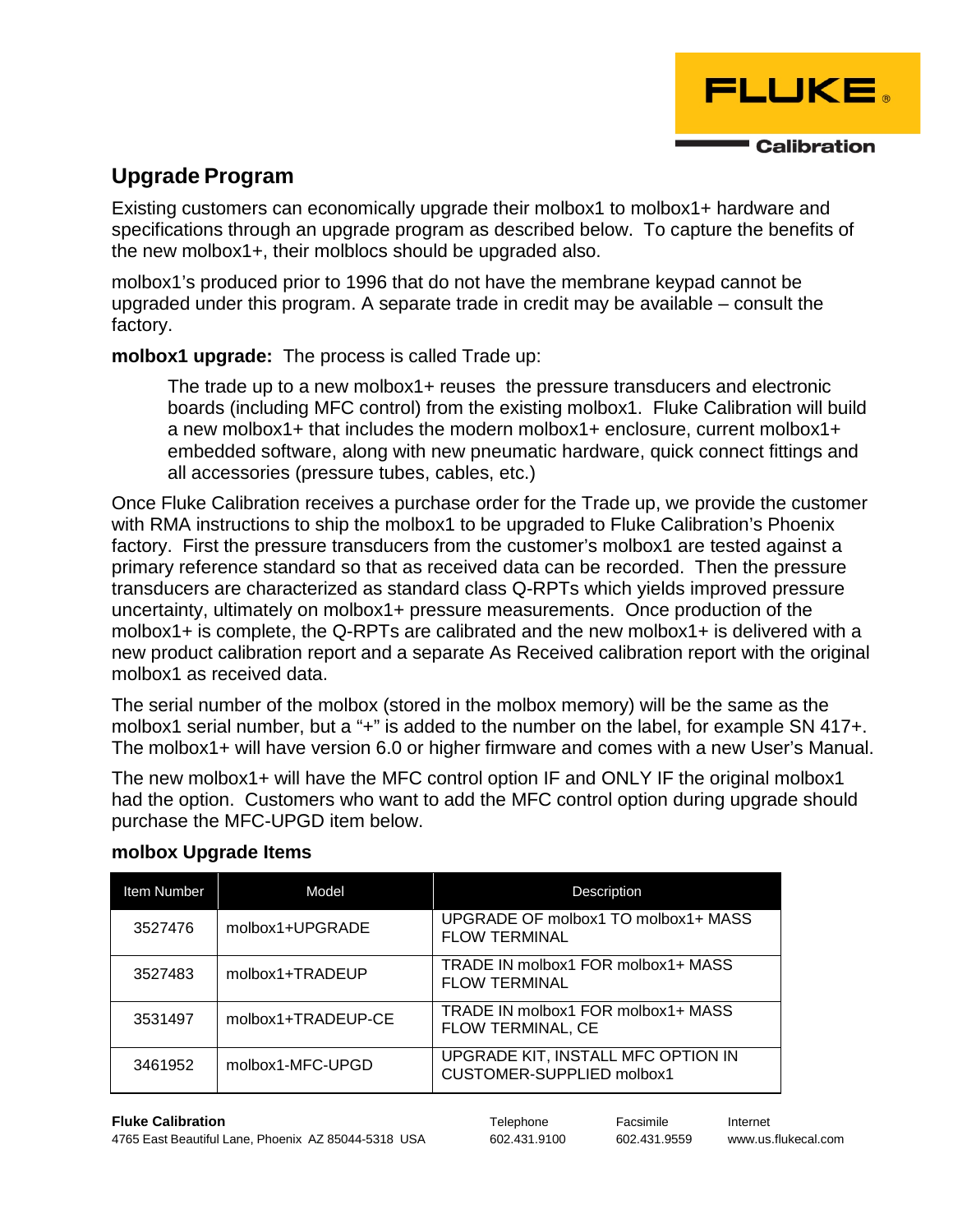## Upgrade Program

Existing customers can economically upgrade their molbox1 to molbox1+ hardware and specifications through an upgrade program as described below. To capture the benefits of the new molbox1+, their molblocs should be upgraded also.

molbox1's produced prior to 1996 that do not have the membrane keypad cannot be upgraded under this program. A separate trade in credit may be available – consult the factory.

**molbox1 upgrade:** The process is called Trade up:

> The trade up to a new molbox1+ reuses the pressure transducers and electronic boards (including MFC control) from the existing molbox1. Fluke Calibration will build a new molbox1+ that includes the modern molbox1+ enclosure, current molbox1+ embedded software, along with new pneumatic hardware, quick connect fittings and all accessories (pressure tubes, cables, etc.)

Once Fluke Calibration receives a purchase order for the Trade up, we provide the customer with RMA instructions to ship the molbox1 to be upgraded to Fluke Calibration's Phoenix factory. First the pressure transducers from the customer's molbox1 are tested against a primary reference standard so that as received data can be recorded. Then the pressure transducers are characterized as standard class Q-RPTs which yields improved pressure uncertainty, ultimately on molbox1+ pressure measurements. Once production of the molbox1+ is complete, the Q-RPTs are calibrated and the new molbox1+ is delivered with a new product calibration report and a separate As Received calibration report with the original molbox1 as received data.

The serial number of the molbox (stored in the molbox memory) will be the same as the molbox1 serial number, but a "+" is added to the number on the label, for example SN 417+. The molbox1+ will have version 6.0 or higher firmware and comes with a new User's Manual.

The new molbox1+ will have the MFC control option IF and ONLY IF the original molbox1 had the option. Customers who want to add the MFC control option during upgrade should purchase the MFC-UPGD item below.

### molbox Upgrade Items

| Item Number | Model | Description |
|---|---|---|
| 3527476 | molbox1+UPGRADE | UPGRADE OF molbox1 TO molbox1+ MASS FLOW TERMINAL |
| 3527483 | molbox1+TRADEUP | TRADE IN molbox1 FOR molbox1+ MASS FLOW TERMINAL |
| 3531497 | molbox1+TRADEUP-CE | TRADE IN molbox1 FOR molbox1+ MASS FLOW TERMINAL, CE |
| 3461952 | molbox1-MFC-UPGD | UPGRADE KIT, INSTALL MFC OPTION IN CUSTOMER-SUPPLIED molbox1 |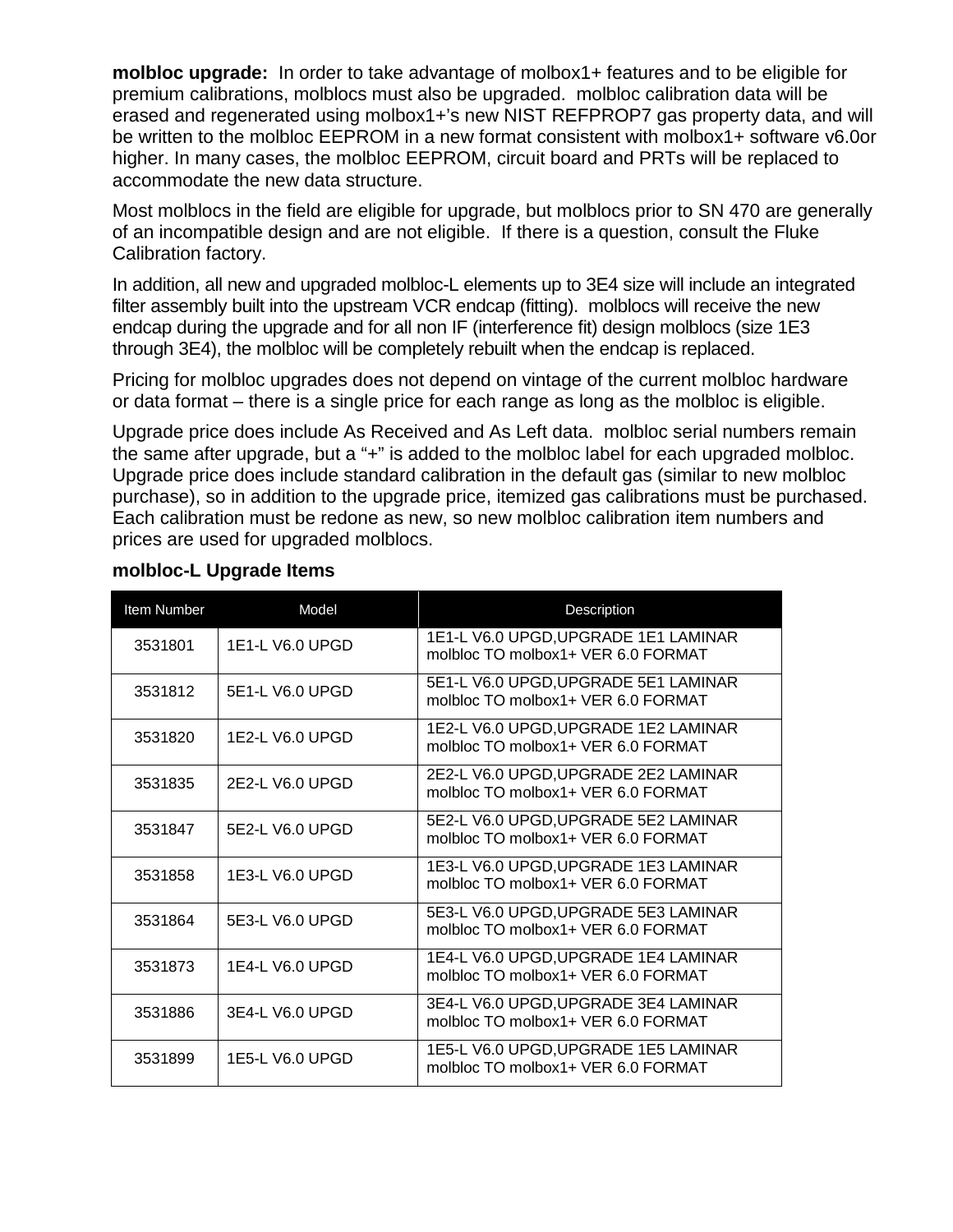**molbloc upgrade:** In order to take advantage of molbox1+ features and to be eligible for premium calibrations, molblocs must also be upgraded. molbloc calibration data will be erased and regenerated using molbox1+'s new NIST REFPROP7 gas property data, and will be written to the molbloc EEPROM in a new format consistent with molbox1+ software v6.0or higher. In many cases, the molbloc EEPROM, circuit board and PRTs will be replaced to accommodate the new data structure.

Most molblocs in the field are eligible for upgrade, but molblocs prior to SN 470 are generally of an incompatible design and are not eligible. If there is a question, consult the Fluke Calibration factory.

In addition, all new and upgraded molbloc-L elements up to 3E4 size will include an integrated filter assembly built into the upstream VCR endcap (fitting). molblocs will receive the new endcap during the upgrade and for all non IF (interference fit) design molblocs (size 1E3 through 3E4), the molbloc will be completely rebuilt when the endcap is replaced.

Pricing for molbloc upgrades does not depend on vintage of the current molbloc hardware or data format – there is a single price for each range as long as the molbloc is eligible.

Upgrade price does include As Received and As Left data. molbloc serial numbers remain the same after upgrade, but a "+" is added to the molbloc label for each upgraded molbloc. Upgrade price does include standard calibration in the default gas (similar to new molbloc purchase), so in addition to the upgrade price, itemized gas calibrations must be purchased. Each calibration must be redone as new, so new molbloc calibration item numbers and prices are used for upgraded molblocs.

**molbloc-L Upgrade Items**

| Item Number | Model | Description |
|---|---|---|
| 3531801 | 1E1-L V6.0 UPGD | 1E1-L V6.0 UPGD,UPGRADE 1E1 LAMINAR molbloc TO molbox1+ VER 6.0 FORMAT |
| 3531812 | 5E1-L V6.0 UPGD | 5E1-L V6.0 UPGD,UPGRADE 5E1 LAMINAR molbloc TO molbox1+ VER 6.0 FORMAT |
| 3531820 | 1E2-L V6.0 UPGD | 1E2-L V6.0 UPGD,UPGRADE 1E2 LAMINAR molbloc TO molbox1+ VER 6.0 FORMAT |
| 3531835 | 2E2-L V6.0 UPGD | 2E2-L V6.0 UPGD,UPGRADE 2E2 LAMINAR molbloc TO molbox1+ VER 6.0 FORMAT |
| 3531847 | 5E2-L V6.0 UPGD | 5E2-L V6.0 UPGD,UPGRADE 5E2 LAMINAR molbloc TO molbox1+ VER 6.0 FORMAT |
| 3531858 | 1E3-L V6.0 UPGD | 1E3-L V6.0 UPGD,UPGRADE 1E3 LAMINAR molbloc TO molbox1+ VER 6.0 FORMAT |
| 3531864 | 5E3-L V6.0 UPGD | 5E3-L V6.0 UPGD,UPGRADE 5E3 LAMINAR molbloc TO molbox1+ VER 6.0 FORMAT |
| 3531873 | 1E4-L V6.0 UPGD | 1E4-L V6.0 UPGD,UPGRADE 1E4 LAMINAR molbloc TO molbox1+ VER 6.0 FORMAT |
| 3531886 | 3E4-L V6.0 UPGD | 3E4-L V6.0 UPGD,UPGRADE 3E4 LAMINAR molbloc TO molbox1+ VER 6.0 FORMAT |
| 3531899 | 1E5-L V6.0 UPGD | 1E5-L V6.0 UPGD,UPGRADE 1E5 LAMINAR molbloc TO molbox1+ VER 6.0 FORMAT |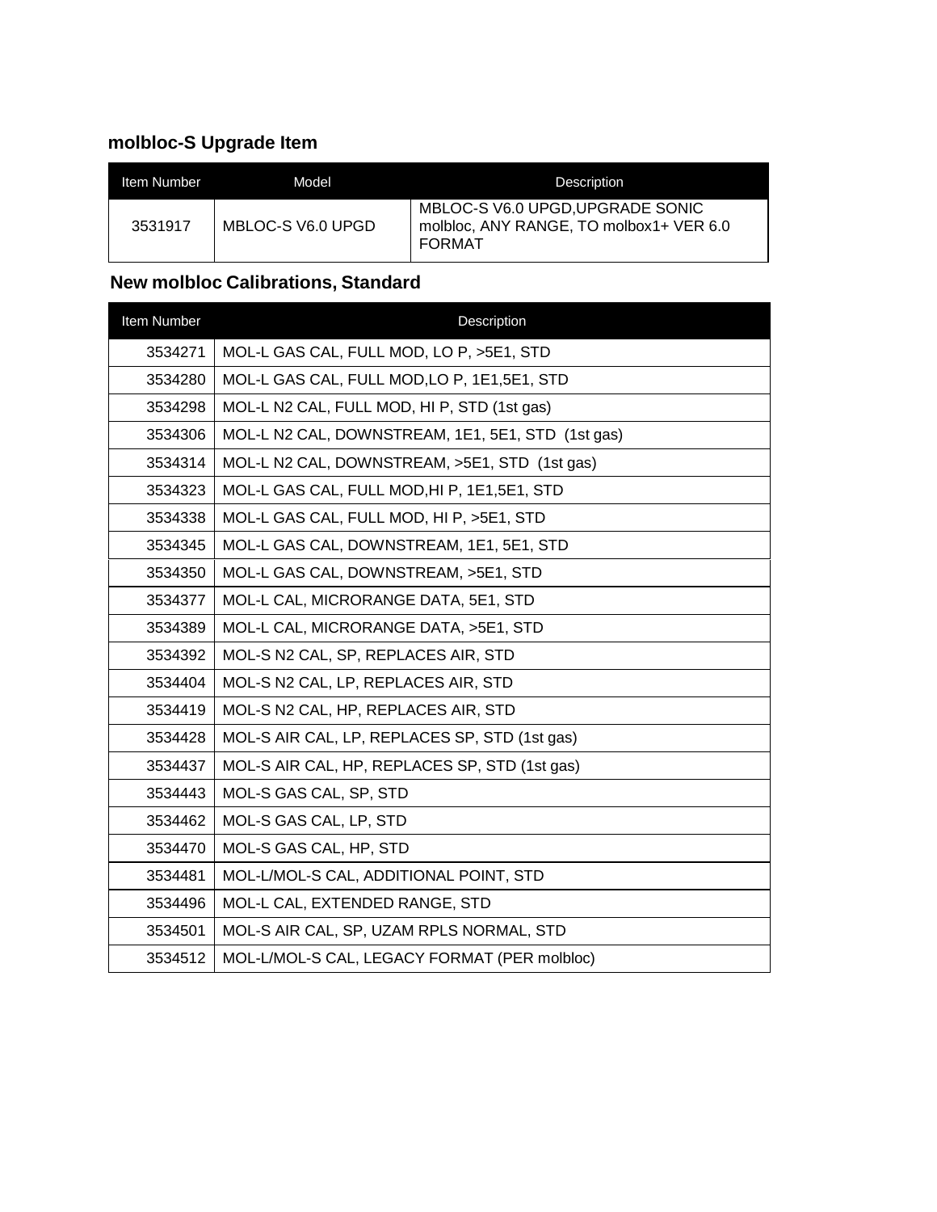## molbloc-S Upgrade Item

| Item Number | Model | Description |
|---|---|---|
| 3531917 | MBLOC-S V6.0 UPGD | MBLOC-S V6.0 UPGD,UPGRADE SONIC molbloc, ANY RANGE, TO molbox1+ VER 6.0 FORMAT |

## New molbloc Calibrations, Standard

| Item Number | Description |
|---|---|
| 3534271 | MOL-L GAS CAL, FULL MOD, LO P, >5E1, STD |
| 3534280 | MOL-L GAS CAL, FULL MOD,LO P, 1E1,5E1, STD |
| 3534298 | MOL-L N2 CAL, FULL MOD, HI P, STD (1st gas) |
| 3534306 | MOL-L N2 CAL, DOWNSTREAM, 1E1, 5E1, STD (1st gas) |
| 3534314 | MOL-L N2 CAL, DOWNSTREAM, >5E1, STD (1st gas) |
| 3534323 | MOL-L GAS CAL, FULL MOD,HI P, 1E1,5E1, STD |
| 3534338 | MOL-L GAS CAL, FULL MOD, HI P, >5E1, STD |
| 3534345 | MOL-L GAS CAL, DOWNSTREAM, 1E1, 5E1, STD |
| 3534350 | MOL-L GAS CAL, DOWNSTREAM, >5E1, STD |
| 3534377 | MOL-L CAL, MICRORANGE DATA, 5E1, STD |
| 3534389 | MOL-L CAL, MICRORANGE DATA, >5E1, STD |
| 3534392 | MOL-S N2 CAL, SP, REPLACES AIR, STD |
| 3534404 | MOL-S N2 CAL, LP, REPLACES AIR, STD |
| 3534419 | MOL-S N2 CAL, HP, REPLACES AIR, STD |
| 3534428 | MOL-S AIR CAL, LP, REPLACES SP, STD (1st gas) |
| 3534437 | MOL-S AIR CAL, HP, REPLACES SP, STD (1st gas) |
| 3534443 | MOL-S GAS CAL, SP, STD |
| 3534462 | MOL-S GAS CAL, LP, STD |
| 3534470 | MOL-S GAS CAL, HP, STD |
| 3534481 | MOL-L/MOL-S CAL, ADDITIONAL POINT, STD |
| 3534496 | MOL-L CAL, EXTENDED RANGE, STD |
| 3534501 | MOL-S AIR CAL, SP, UZAM RPLS NORMAL, STD |
| 3534512 | MOL-L/MOL-S CAL, LEGACY FORMAT (PER molbloc) |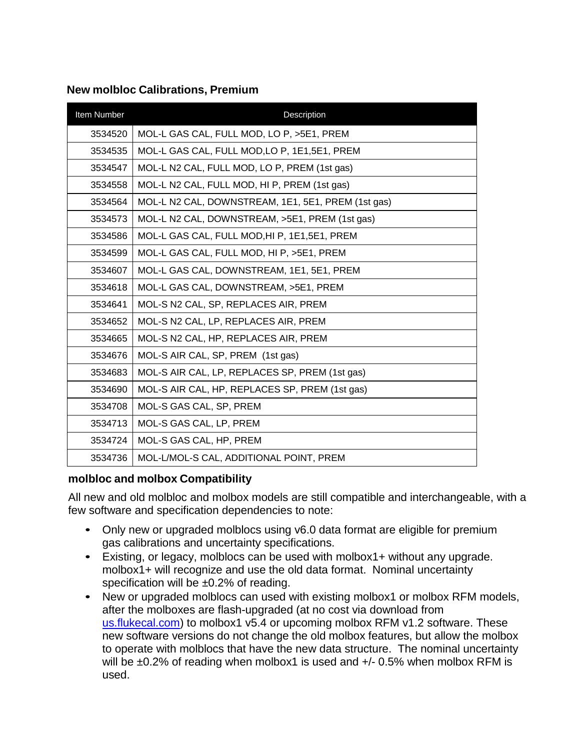## New molbloc Calibrations, Premium

| Item Number | Description |
|---|---|
| 3534520 | MOL-L GAS CAL, FULL MOD, LO P, >5E1, PREM |
| 3534535 | MOL-L GAS CAL, FULL MOD,LO P, 1E1,5E1, PREM |
| 3534547 | MOL-L N2 CAL, FULL MOD, LO P, PREM (1st gas) |
| 3534558 | MOL-L N2 CAL, FULL MOD, HI P, PREM (1st gas) |
| 3534564 | MOL-L N2 CAL, DOWNSTREAM, 1E1, 5E1, PREM (1st gas) |
| 3534573 | MOL-L N2 CAL, DOWNSTREAM, >5E1, PREM (1st gas) |
| 3534586 | MOL-L GAS CAL, FULL MOD,HI P, 1E1,5E1, PREM |
| 3534599 | MOL-L GAS CAL, FULL MOD, HI P, >5E1, PREM |
| 3534607 | MOL-L GAS CAL, DOWNSTREAM, 1E1, 5E1, PREM |
| 3534618 | MOL-L GAS CAL, DOWNSTREAM, >5E1, PREM |
| 3534641 | MOL-S N2 CAL, SP, REPLACES AIR, PREM |
| 3534652 | MOL-S N2 CAL, LP, REPLACES AIR, PREM |
| 3534665 | MOL-S N2 CAL, HP, REPLACES AIR, PREM |
| 3534676 | MOL-S AIR CAL, SP, PREM (1st gas) |
| 3534683 | MOL-S AIR CAL, LP, REPLACES SP, PREM (1st gas) |
| 3534690 | MOL-S AIR CAL, HP, REPLACES SP, PREM (1st gas) |
| 3534708 | MOL-S GAS CAL, SP, PREM |
| 3534713 | MOL-S GAS CAL, LP, PREM |
| 3534724 | MOL-S GAS CAL, HP, PREM |
| 3534736 | MOL-L/MOL-S CAL, ADDITIONAL POINT, PREM |

### molbloc and molbox Compatibility

All new and old molbloc and molbox models are still compatible and interchangeable, with a few software and specification dependencies to note:

- Only new or upgraded molblocs using v6.0 data format are eligible for premium gas calibrations and uncertainty specifications.
- Existing, or legacy, molblocs can be used with molbox1+ without any upgrade. molbox1+ will recognize and use the old data format. Nominal uncertainty specification will be ±0.2% of reading.
- New or upgraded molblocs can used with existing molbox1 or molbox RFM models, after the molboxes are flash-upgraded (at no cost via download from us.flukecal.com) to molbox1 v5.4 or upcoming molbox RFM v1.2 software. These new software versions do not change the old molbox features, but allow the molbox to operate with molblocs that have the new data structure. The nominal uncertainty will be ±0.2% of reading when molbox1 is used and +/- 0.5% when molbox RFM is used.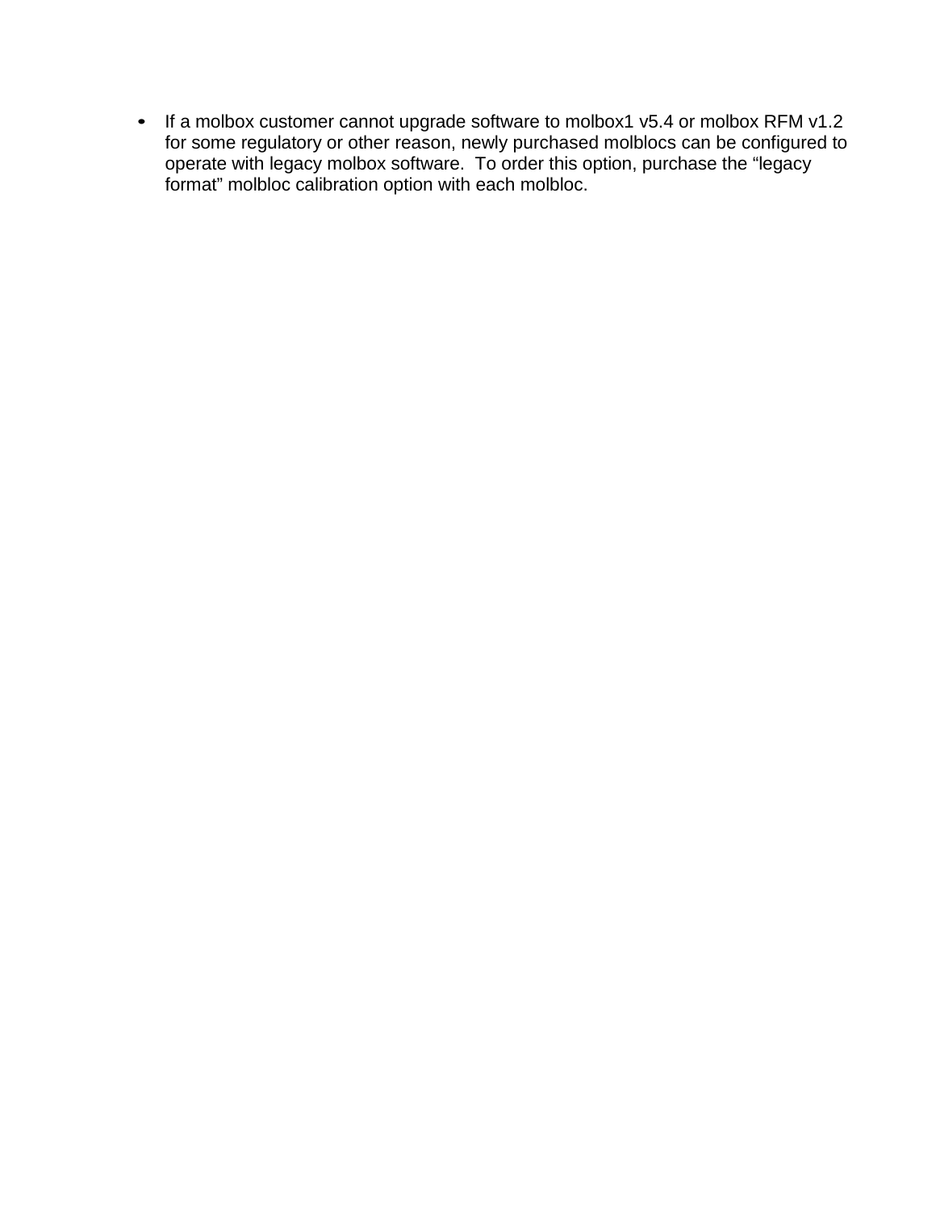- If a molbox customer cannot upgrade software to molbox1 v5.4 or molbox RFM v1.2 for some regulatory or other reason, newly purchased molblocs can be configured to operate with legacy molbox software.  To order this option, purchase the "legacy format" molbloc calibration option with each molbloc.